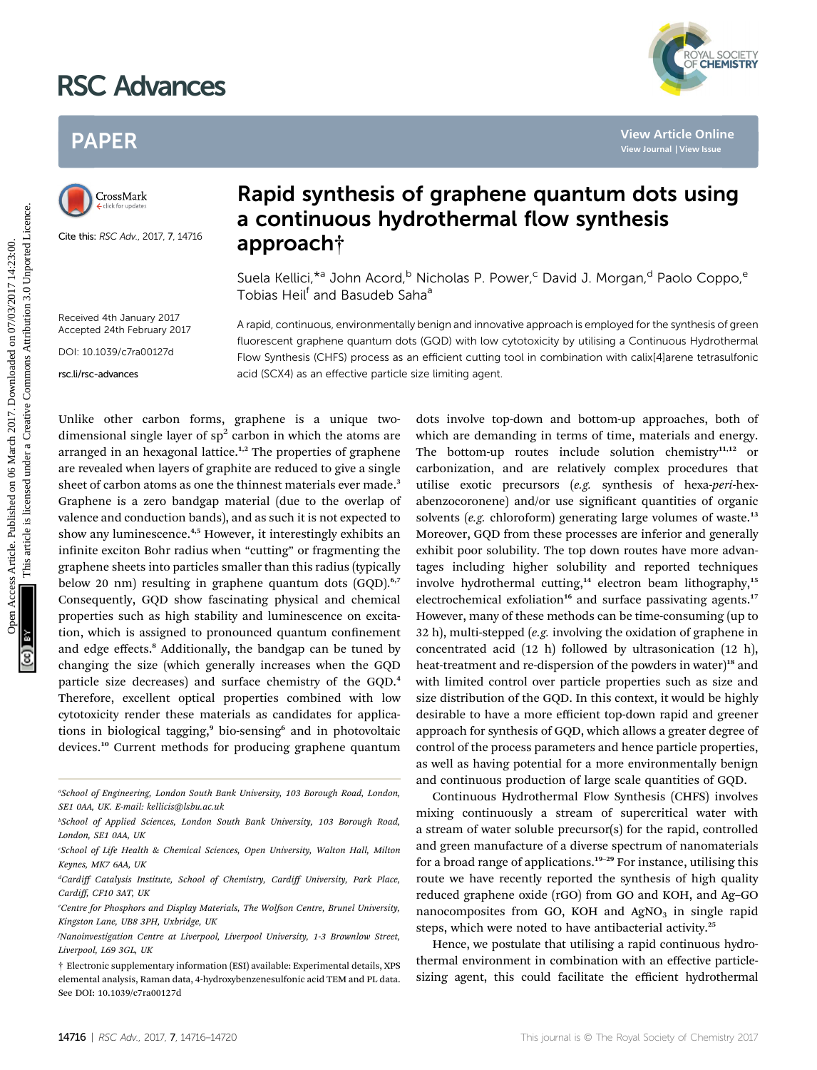# Rapid synthesis of graphene quantum dots using a continuous hydrothermal flow synthesis approach†

Suela Kellici,*[a] John Acord,[b] Nicholas P. Power,[c] David J. Morgan,[d] Paolo Coppo,[e] Tobias Heil[f] and Basudeb Saha[a]

Cite this: *RSC Adv.*, 2017, 7, 14716

Received 4th January 2017
Accepted 24th February 2017

DOI: 10.1039/c7ra00127d

rsc.li/rsc-advances

A rapid, continuous, environmentally benign and innovative approach is employed for the synthesis of green fluorescent graphene quantum dots (GQD) with low cytotoxicity by utilising a Continuous Hydrothermal Flow Synthesis (CHFS) process as an efficient cutting tool in combination with calix[4]arene tetrasulfonic acid (SCX4) as an effective particle size limiting agent.

Unlike other carbon forms, graphene is a unique two-dimensional single layer of $sp^2$ carbon in which the atoms are arranged in an hexagonal lattice.[1,2] The properties of graphene are revealed when layers of graphite are reduced to give a single sheet of carbon atoms as one the thinnest materials ever made.[3] Graphene is a zero bandgap material (due to the overlap of valence and conduction bands), and as such it is not expected to show any luminescence.[4,5] However, it interestingly exhibits an infinite exciton Bohr radius when "cutting" or fragmenting the graphene sheets into particles smaller than this radius (typically below 20 nm) resulting in graphene quantum dots (GQD).[6,7] Consequently, GQD show fascinating physical and chemical properties such as high stability and luminescence on excitation, which is assigned to pronounced quantum confinement and edge effects.[8] Additionally, the bandgap can be tuned by changing the size (which generally increases when the GQD particle size decreases) and surface chemistry of the GQD.[4] Therefore, excellent optical properties combined with low cytotoxicity render these materials as candidates for applications in biological tagging,[9] bio-sensing[6] and in photovoltaic devices.[10] Current methods for producing graphene quantum dots involve top-down and bottom-up approaches, both of which are demanding in terms of time, materials and energy. The bottom-up routes include solution chemistry[11,12] or carbonization, and are relatively complex procedures that utilise exotic precursors (*e.g.* synthesis of hexa-*peri*-hexabenzocoronene) and/or use significant quantities of organic solvents (*e.g.* chloroform) generating large volumes of waste.[13] Moreover, GQD from these processes are inferior and generally exhibit poor solubility. The top down routes have more advantages including higher solubility and reported techniques involve hydrothermal cutting,[14] electron beam lithography,[15] electrochemical exfoliation[16] and surface passivating agents.[17] However, many of these methods can be time-consuming (up to 32 h), multi-stepped (*e.g.* involving the oxidation of graphene in concentrated acid (12 h) followed by ultrasonication (12 h), heat-treatment and re-dispersion of the powders in water)[18] and with limited control over particle properties such as size and size distribution of the GQD. In this context, it would be highly desirable to have a more efficient top-down rapid and greener approach for synthesis of GQD, which allows a greater degree of control of the process parameters and hence particle properties, as well as having potential for a more environmentally benign and continuous production of large scale quantities of GQD.

Continuous Hydrothermal Flow Synthesis (CHFS) involves mixing continuously a stream of supercritical water with a stream of water soluble precursor(s) for the rapid, controlled and green manufacture of a diverse spectrum of nanomaterials for a broad range of applications.[19–29] For instance, utilising this route we have recently reported the synthesis of high quality reduced graphene oxide (rGO) from GO and KOH, and Ag–GO nanocomposites from GO, KOH and $AgNO_3$ in single rapid steps, which were noted to have antibacterial activity.[25]

Hence, we postulate that utilising a rapid continuous hydrothermal environment in combination with an effective particle-sizing agent, this could facilitate the efficient hydrothermal

---

[a] School of Engineering, London South Bank University, 103 Borough Road, London, SE1 0AA, UK. E-mail: kellicis@lsbu.ac.uk

[b] School of Applied Sciences, London South Bank University, 103 Borough Road, London, SE1 0AA, UK

[c] School of Life Health & Chemical Sciences, Open University, Walton Hall, Milton Keynes, MK7 6AA, UK

[d] Cardiff Catalysis Institute, School of Chemistry, Cardiff University, Park Place, Cardiff, CF10 3AT, UK

[e] Centre for Phosphors and Display Materials, The Wolfson Centre, Brunel University, Kingston Lane, UB8 3PH, Uxbridge, UK

[f] Nanoinvestigation Centre at Liverpool, Liverpool University, 1-3 Brownlow Street, Liverpool, L69 3GL, UK

† Electronic supplementary information (ESI) available: Experimental details, XPS elemental analysis, Raman data, 4-hydroxybenzenesulfonic acid TEM and PL data. See DOI: 10.1039/c7ra00127d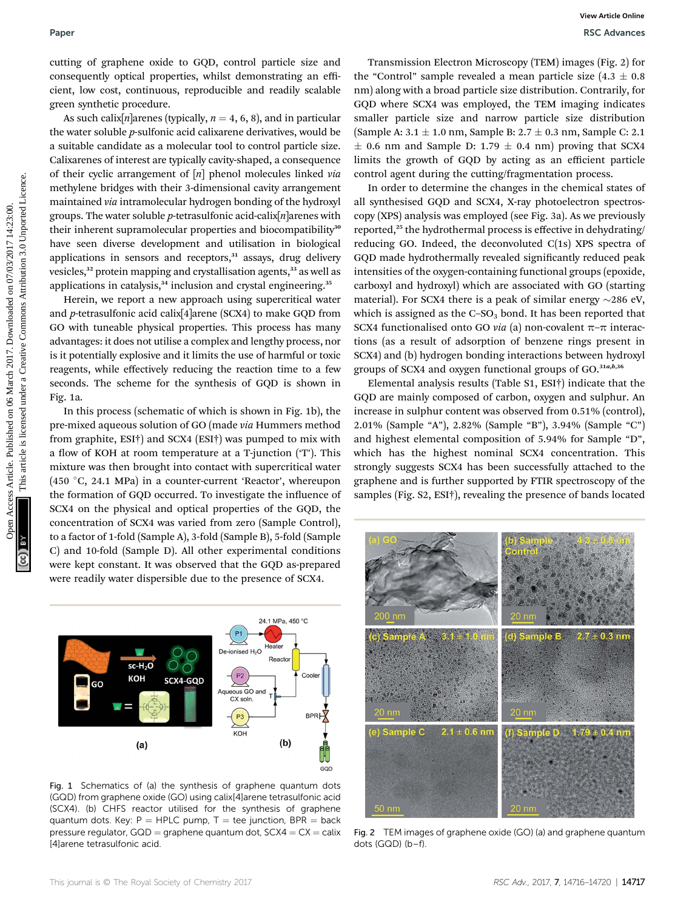cutting of graphene oxide to GQD, control particle size and consequently optical properties, whilst demonstrating an efficient, low cost, continuous, reproducible and readily scalable green synthetic procedure.

As such calix[*n*]arenes (typically, $n = 4, 6, 8$), and in particular the water soluble *p*-sulfonic acid calixarene derivatives, would be a suitable candidate as a molecular tool to control particle size. Calixarenes of interest are typically cavity-shaped, a consequence of their cyclic arrangement of [*n*] phenol molecules linked *via* methylene bridges with their 3-dimensional cavity arrangement maintained *via* intramolecular hydrogen bonding of the hydroxyl groups. The water soluble *p*-tetrasulfonic acid-calix[*n*]arenes with their inherent supramolecular properties and biocompatibility[30] have seen diverse development and utilisation in biological applications in sensors and receptors,[31] assays, drug delivery vesicles,[32] protein mapping and crystallisation agents,[33] as well as applications in catalysis,[34] inclusion and crystal engineering.[35]

Herein, we report a new approach using supercritical water and *p*-tetrasulfonic acid calix[4]arene (SCX4) to make GQD from GO with tuneable physical properties. This process has many advantages: it does not utilise a complex and lengthy process, nor is it potentially explosive and it limits the use of harmful or toxic reagents, while effectively reducing the reaction time to a few seconds. The scheme for the synthesis of GQD is shown in Fig. 1a.

In this process (schematic of which is shown in Fig. 1b), the pre-mixed aqueous solution of GO (made *via* Hummers method from graphite, ESI†) and SCX4 (ESI†) was pumped to mix with a flow of KOH at room temperature at a T-junction ('T'). This mixture was then brought into contact with supercritical water (450 °C, 24.1 MPa) in a counter-current 'Reactor', whereupon the formation of GQD occurred. To investigate the influence of SCX4 on the physical and optical properties of the GQD, the concentration of SCX4 was varied from zero (Sample Control), to a factor of 1-fold (Sample A), 3-fold (Sample B), 5-fold (Sample C) and 10-fold (Sample D). All other experimental conditions were kept constant. It was observed that the GQD as-prepared were readily water dispersible due to the presence of SCX4.

Fig. 1 Schematics of (a) the synthesis of graphene quantum dots (GQD) from graphene oxide (GO) using calix[4]arene tetrasulfonic acid (SCX4). (b) CHFS reactor utilised for the synthesis of graphene quantum dots. Key: P = HPLC pump, T = tee junction, BPR = back pressure regulator, GQD = graphene quantum dot, SCX4 = CX = calix[4]arene tetrasulfonic acid.

Transmission Electron Microscopy (TEM) images (Fig. 2) for the "Control" sample revealed a mean particle size (4.3 ± 0.8 nm) along with a broad particle size distribution. Contrarily, for GQD where SCX4 was employed, the TEM imaging indicates smaller particle size and narrow particle size distribution (Sample A: 3.1 ± 1.0 nm, Sample B: 2.7 ± 0.3 nm, Sample C: 2.1 ± 0.6 nm and Sample D: 1.79 ± 0.4 nm) proving that SCX4 limits the growth of GQD by acting as an efficient particle control agent during the cutting/fragmentation process.

In order to determine the changes in the chemical states of all synthesised GQD and SCX4, X-ray photoelectron spectroscopy (XPS) analysis was employed (see Fig. 3a). As we previously reported,[25] the hydrothermal process is effective in dehydrating/reducing GO. Indeed, the deconvoluted C(1s) XPS spectra of GQD made hydrothermally revealed significantly reduced peak intensities of the oxygen-containing functional groups (epoxide, carboxyl and hydroxyl) which are associated with GO (starting material). For SCX4 there is a peak of similar energy ~286 eV, which is assigned as the C–$SO_3$ bond. It has been reported that SCX4 functionalised onto GO *via* (a) non-covalent π–π interactions (as a result of adsorption of benzene rings present in SCX4) and (b) hydrogen bonding interactions between hydroxyl groups of SCX4 and oxygen functional groups of GO.[31a,b,36]

Elemental analysis results (Table S1, ESI†) indicate that the GQD are mainly composed of carbon, oxygen and sulphur. An increase in sulphur content was observed from 0.51% (control), 2.01% (Sample "A"), 2.82% (Sample "B"), 3.94% (Sample "C") and highest elemental composition of 5.94% for Sample "D", which has the highest nominal SCX4 concentration. This strongly suggests SCX4 has been successfully attached to the graphene and is further supported by FTIR spectroscopy of the samples (Fig. S2, ESI†), revealing the presence of bands located

Fig. 2 TEM images of graphene oxide (GO) (a) and graphene quantum dots (GQD) (b–f).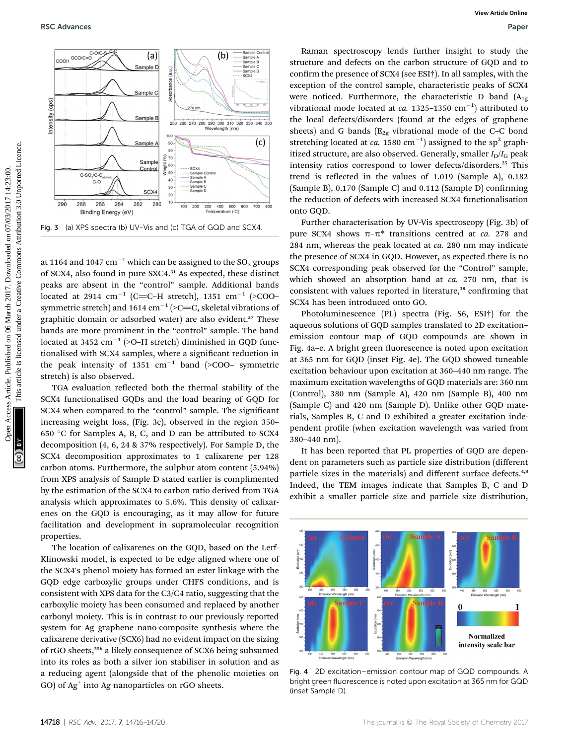Fig. 3 (a) XPS spectra (b) UV-Vis and (c) TGA of GQD and SCX4.

at 1164 and 1047 cm$^{-1}$ which can be assigned to the $SO_3$ groups of SCX4, also found in pure SXC4.[31] As expected, these distinct peaks are absent in the "control" sample. Additional bands located at 2914 cm$^{-1}$ (C═C–H stretch), 1351 cm$^{-1}$ (>COO– symmetric stretch) and 1614 cm$^{-1}$ (>C═C, skeletal vibrations of graphitic domain or adsorbed water) are also evident.[37] These bands are more prominent in the "control" sample. The band located at 3452 cm$^{-1}$ (>O–H stretch) diminished in GQD functionalised with SCX4 samples, where a significant reduction in the peak intensity of 1351 cm$^{-1}$ band (>COO– symmetric stretch) is also observed.

TGA evaluation reflected both the thermal stability of the SCX4 functionalised GQDs and the load bearing of GQD for SCX4 when compared to the "control" sample. The significant increasing weight loss, (Fig. 3c), observed in the region 350–650 °C for Samples A, B, C, and D can be attributed to SCX4 decomposition (4, 6, 24 & 37% respectively). For Sample D, the SCX4 decomposition approximates to 1 calixarene per 128 carbon atoms. Furthermore, the sulphur atom content (5.94%) from XPS analysis of Sample D stated earlier is complimented by the estimation of the SCX4 to carbon ratio derived from TGA analysis which approximates to 5.6%. This density of calixarenes on the GQD is encouraging, as it may allow for future facilitation and development in supramolecular recognition properties.

The location of calixarenes on the GQD, based on the Lerf-Klinowski model, is expected to be edge aligned where one of the SCX4's phenol moiety has formed an ester linkage with the GQD edge carboxylic groups under CHFS conditions, and is consistent with XPS data for the C3/C4 ratio, suggesting that the carboxylic moiety has been consumed and replaced by another carbonyl moiety. This is in contrast to our previously reported system for Ag–graphene nano-composite synthesis where the calixarene derivative (SCX6) had no evident impact on the sizing of rGO sheets,[25b] a likely consequence of SCX6 being subsumed into its roles as both a silver ion stabiliser in solution and as a reducing agent (alongside that of the phenolic moieties on GO) of $Ag^+$ into Ag nanoparticles on rGO sheets.

Raman spectroscopy lends further insight to study the structure and defects on the carbon structure of GQD and to confirm the presence of SCX4 (see ESI†). In all samples, with the exception of the control sample, characteristic peaks of SCX4 were noticed. Furthermore, the characteristic D band ($A_{1g}$ vibrational mode located at *ca.* 1325–1350 cm$^{-1}$) attributed to the local defects/disorders (found at the edges of graphene sheets) and G bands ($E_{2g}$ vibrational mode of the C–C bond stretching located at *ca.* 1580 cm$^{-1}$) assigned to the sp$^2$ graphitized structure, are also observed. Generally, smaller $I_D/I_G$ peak intensity ratios correspond to lower defects/disorders.[25] This trend is reflected in the values of 1.019 (Sample A), 0.182 (Sample B), 0.170 (Sample C) and 0.112 (Sample D) confirming the reduction of defects with increased SCX4 functionalisation onto GQD.

Further characterisation by UV-Vis spectroscopy (Fig. 3b) of pure SCX4 shows π–π* transitions centred at *ca.* 278 and 284 nm, whereas the peak located at *ca.* 280 nm may indicate the presence of SCX4 in GQD. However, as expected there is no SCX4 corresponding peak observed for the "Control" sample, which showed an absorption band at *ca.* 270 nm, that is consistent with values reported in literature,[38] confirming that SCX4 has been introduced onto GO.

Photoluminescence (PL) spectra (Fig. S6, ESI†) for the aqueous solutions of GQD samples translated to 2D excitation–emission contour map of GQD compounds are shown in Fig. 4a–e. A bright green fluorescence is noted upon excitation at 365 nm for GQD (inset Fig. 4e). The GQD showed tuneable excitation behaviour upon excitation at 360–440 nm range. The maximum excitation wavelengths of GQD materials are: 360 nm (Control), 380 nm (Sample A), 420 nm (Sample B), 400 nm (Sample C) and 420 nm (Sample D). Unlike other GQD materials, Samples B, C and D exhibited a greater excitation independent profile (when excitation wavelength was varied from 380–440 nm).

It has been reported that PL properties of GQD are dependent on parameters such as particle size distribution (different particle sizes in the materials) and different surface defects.[4,8] Indeed, the TEM images indicate that Samples B, C and D exhibit a smaller particle size and particle size distribution,

Fig. 4 2D excitation–emission contour map of GQD compounds. A bright green fluorescence is noted upon excitation at 365 nm for GQD (inset Sample D).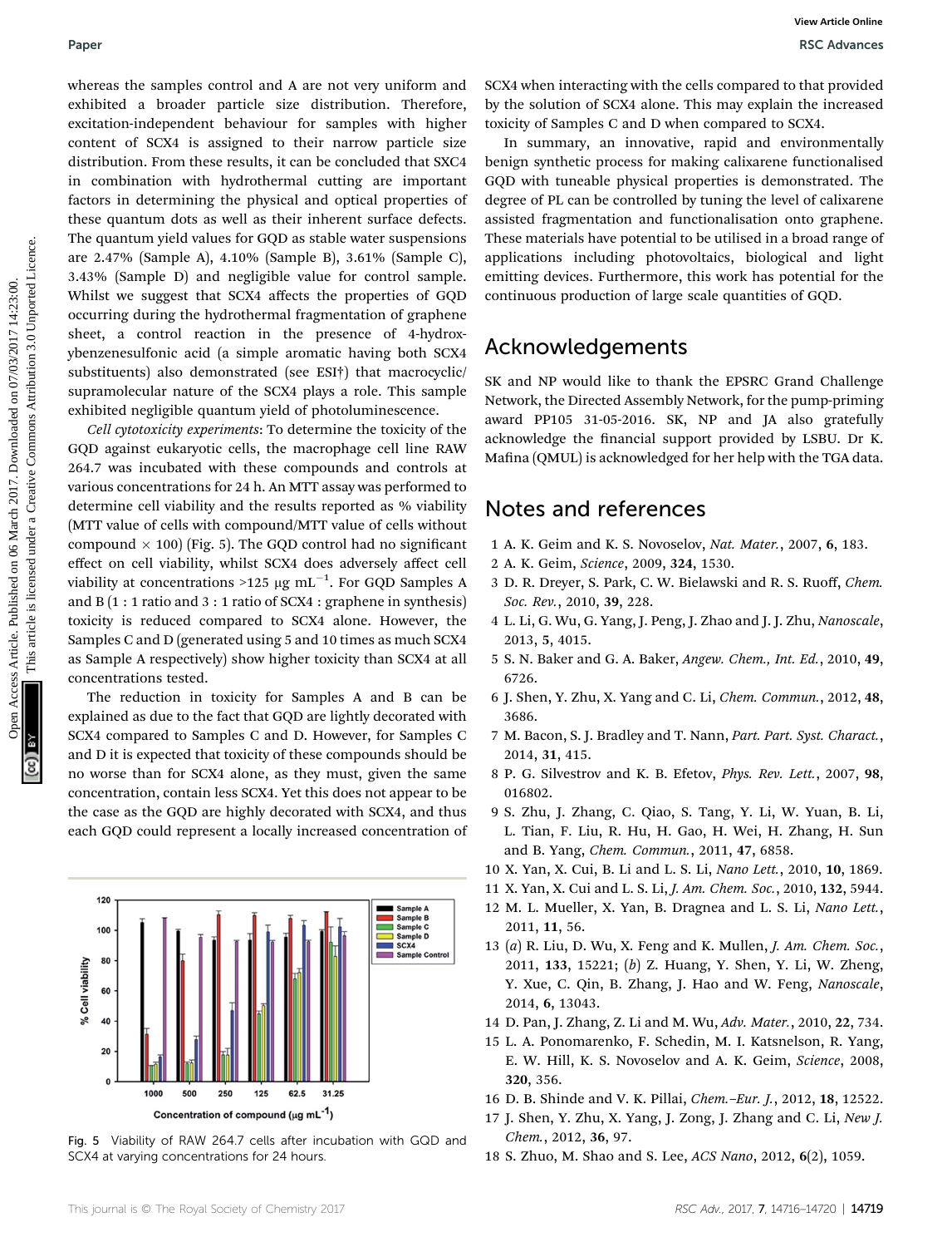whereas the samples control and A are not very uniform and exhibited a broader particle size distribution. Therefore, excitation-independent behaviour for samples with higher content of SCX4 is assigned to their narrow particle size distribution. From these results, it can be concluded that SXC4 in combination with hydrothermal cutting are important factors in determining the physical and optical properties of these quantum dots as well as their inherent surface defects. The quantum yield values for GQD as stable water suspensions are 2.47% (Sample A), 4.10% (Sample B), 3.61% (Sample C), 3.43% (Sample D) and negligible value for control sample. Whilst we suggest that SCX4 affects the properties of GQD occurring during the hydrothermal fragmentation of graphene sheet, a control reaction in the presence of 4-hydroxybenzenesulfonic acid (a simple aromatic having both SCX4 substituents) also demonstrated (see ESI†) that macrocyclic/supramolecular nature of the SCX4 plays a role. This sample exhibited negligible quantum yield of photoluminescence.

*Cell cytotoxicity experiments*: To determine the toxicity of the GQD against eukaryotic cells, the macrophage cell line RAW 264.7 was incubated with these compounds and controls at various concentrations for 24 h. An MTT assay was performed to determine cell viability and the results reported as % viability (MTT value of cells with compound/MTT value of cells without compound × 100) (Fig. 5). The GQD control had no significant effect on cell viability, whilst SCX4 does adversely affect cell viability at concentrations >125 μg mL$^{-1}$. For GQD Samples A and B (1 : 1 ratio and 3 : 1 ratio of SCX4 : graphene in synthesis) toxicity is reduced compared to SCX4 alone. However, the Samples C and D (generated using 5 and 10 times as much SCX4 as Sample A respectively) show higher toxicity than SCX4 at all concentrations tested.

The reduction in toxicity for Samples A and B can be explained as due to the fact that GQD are lightly decorated with SCX4 compared to Samples C and D. However, for Samples C and D it is expected that toxicity of these compounds should be no worse than for SCX4 alone, as they must, given the same concentration, contain less SCX4. Yet this does not appear to be the case as the GQD are highly decorated with SCX4, and thus each GQD could represent a locally increased concentration of SCX4 when interacting with the cells compared to that provided by the solution of SCX4 alone. This may explain the increased toxicity of Samples C and D when compared to SCX4.

Fig. 5 Viability of RAW 264.7 cells after incubation with GQD and SCX4 at varying concentrations for 24 hours.

In summary, an innovative, rapid and environmentally benign synthetic process for making calixarene functionalised GQD with tuneable physical properties is demonstrated. The degree of PL can be controlled by tuning the level of calixarene assisted fragmentation and functionalisation onto graphene. These materials have potential to be utilised in a broad range of applications including photovoltaics, biological and light emitting devices. Furthermore, this work has potential for the continuous production of large scale quantities of GQD.

## Acknowledgements

SK and NP would like to thank the EPSRC Grand Challenge Network, the Directed Assembly Network, for the pump-priming award PP105 31-05-2016. SK, NP and JA also gratefully acknowledge the financial support provided by LSBU. Dr K. Mafina (QMUL) is acknowledged for her help with the TGA data.

## Notes and references

1. A. K. Geim and K. S. Novoselov, *Nat. Mater.*, 2007, **6**, 183.
2. A. K. Geim, *Science*, 2009, **324**, 1530.
3. D. R. Dreyer, S. Park, C. W. Bielawski and R. S. Ruoff, *Chem. Soc. Rev.*, 2010, **39**, 228.
4. L. Li, G. Wu, G. Yang, J. Peng, J. Zhao and J. J. Zhu, *Nanoscale*, 2013, **5**, 4015.
5. S. N. Baker and G. A. Baker, *Angew. Chem., Int. Ed.*, 2010, **49**, 6726.
6. J. Shen, Y. Zhu, X. Yang and C. Li, *Chem. Commun.*, 2012, **48**, 3686.
7. M. Bacon, S. J. Bradley and T. Nann, *Part. Part. Syst. Charact.*, 2014, **31**, 415.
8. P. G. Silvestrov and K. B. Efetov, *Phys. Rev. Lett.*, 2007, **98**, 016802.
9. S. Zhu, J. Zhang, C. Qiao, S. Tang, Y. Li, W. Yuan, B. Li, L. Tian, F. Liu, R. Hu, H. Gao, H. Wei, H. Zhang, H. Sun and B. Yang, *Chem. Commun.*, 2011, **47**, 6858.
10. X. Yan, X. Cui, B. Li and L. S. Li, *Nano Lett.*, 2010, **10**, 1869.
11. X. Yan, X. Cui and L. S. Li, *J. Am. Chem. Soc.*, 2010, **132**, 5944.
12. M. L. Mueller, X. Yan, B. Dragnea and L. S. Li, *Nano Lett.*, 2011, **11**, 56.
13. (*a*) R. Liu, D. Wu, X. Feng and K. Mullen, *J. Am. Chem. Soc.*, 2011, **133**, 15221; (*b*) Z. Huang, Y. Shen, Y. Li, W. Zheng, Y. Xue, C. Qin, B. Zhang, J. Hao and W. Feng, *Nanoscale*, 2014, **6**, 13043.
14. D. Pan, J. Zhang, Z. Li and M. Wu, *Adv. Mater.*, 2010, **22**, 734.
15. L. A. Ponomarenko, F. Schedin, M. I. Katsnelson, R. Yang, E. W. Hill, K. S. Novoselov and A. K. Geim, *Science*, 2008, **320**, 356.
16. D. B. Shinde and V. K. Pillai, *Chem.–Eur. J.*, 2012, **18**, 12522.
17. J. Shen, Y. Zhu, X. Yang, J. Zong, J. Zhang and C. Li, *New J. Chem.*, 2012, **36**, 97.
18. S. Zhuo, M. Shao and S. Lee, *ACS Nano*, 2012, **6**(2), 1059.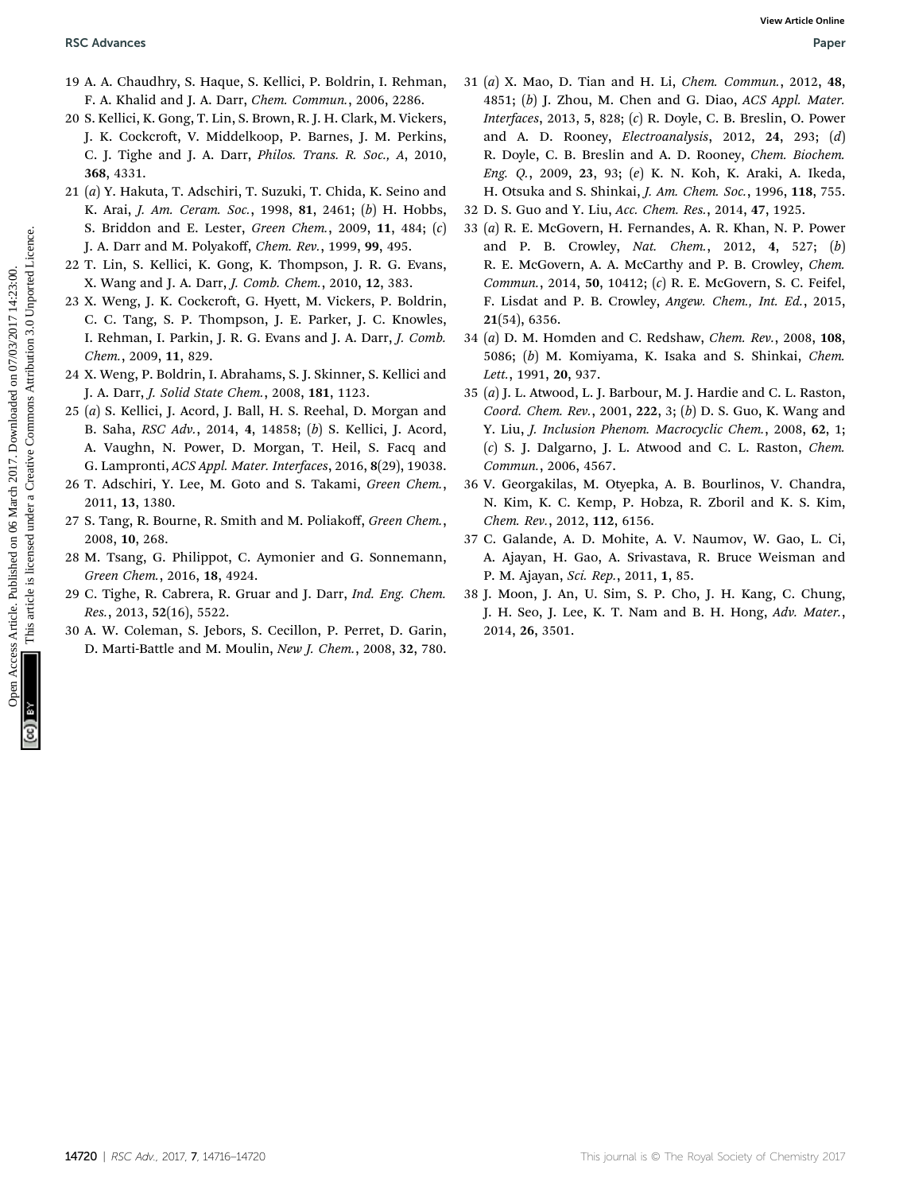19 A. A. Chaudhry, S. Haque, S. Kellici, P. Boldrin, I. Rehman, F. A. Khalid and J. A. Darr, *Chem. Commun.*, 2006, 2286.

20 S. Kellici, K. Gong, T. Lin, S. Brown, R. J. H. Clark, M. Vickers, J. K. Cockcroft, V. Middelkoop, P. Barnes, J. M. Perkins, C. J. Tighe and J. A. Darr, *Philos. Trans. R. Soc., A*, 2010, **368**, 4331.

21 (*a*) Y. Hakuta, T. Adschiri, T. Suzuki, T. Chida, K. Seino and K. Arai, *J. Am. Ceram. Soc.*, 1998, **81**, 2461; (*b*) H. Hobbs, S. Briddon and E. Lester, *Green Chem.*, 2009, **11**, 484; (*c*) J. A. Darr and M. Polyakoff, *Chem. Rev.*, 1999, **99**, 495.

22 T. Lin, S. Kellici, K. Gong, K. Thompson, J. R. G. Evans, X. Wang and J. A. Darr, *J. Comb. Chem.*, 2010, **12**, 383.

23 X. Weng, J. K. Cockcroft, G. Hyett, M. Vickers, P. Boldrin, C. C. Tang, S. P. Thompson, J. E. Parker, J. C. Knowles, I. Rehman, I. Parkin, J. R. G. Evans and J. A. Darr, *J. Comb. Chem.*, 2009, **11**, 829.

24 X. Weng, P. Boldrin, I. Abrahams, S. J. Skinner, S. Kellici and J. A. Darr, *J. Solid State Chem.*, 2008, **181**, 1123.

25 (*a*) S. Kellici, J. Acord, J. Ball, H. S. Reehal, D. Morgan and B. Saha, *RSC Adv.*, 2014, **4**, 14858; (*b*) S. Kellici, J. Acord, A. Vaughn, N. Power, D. Morgan, T. Heil, S. Facq and G. Lampronti, *ACS Appl. Mater. Interfaces*, 2016, **8**(29), 19038.

26 T. Adschiri, Y. Lee, M. Goto and S. Takami, *Green Chem.*, 2011, **13**, 1380.

27 S. Tang, R. Bourne, R. Smith and M. Poliakoff, *Green Chem.*, 2008, **10**, 268.

28 M. Tsang, G. Philippot, C. Aymonier and G. Sonnemann, *Green Chem.*, 2016, **18**, 4924.

29 C. Tighe, R. Cabrera, R. Gruar and J. Darr, *Ind. Eng. Chem. Res.*, 2013, **52**(16), 5522.

30 A. W. Coleman, S. Jebors, S. Cecillon, P. Perret, D. Garin, D. Marti-Battle and M. Moulin, *New J. Chem.*, 2008, **32**, 780.

31 (*a*) X. Mao, D. Tian and H. Li, *Chem. Commun.*, 2012, **48**, 4851; (*b*) J. Zhou, M. Chen and G. Diao, *ACS Appl. Mater. Interfaces*, 2013, **5**, 828; (*c*) R. Doyle, C. B. Breslin, O. Power and A. D. Rooney, *Electroanalysis*, 2012, **24**, 293; (*d*) R. Doyle, C. B. Breslin and A. D. Rooney, *Chem. Biochem. Eng. Q.*, 2009, **23**, 93; (*e*) K. N. Koh, K. Araki, A. Ikeda, H. Otsuka and S. Shinkai, *J. Am. Chem. Soc.*, 1996, **118**, 755.

32 D. S. Guo and Y. Liu, *Acc. Chem. Res.*, 2014, **47**, 1925.

33 (*a*) R. E. McGovern, H. Fernandes, A. R. Khan, N. P. Power and P. B. Crowley, *Nat. Chem.*, 2012, **4**, 527; (*b*) R. E. McGovern, A. A. McCarthy and P. B. Crowley, *Chem. Commun.*, 2014, **50**, 10412; (*c*) R. E. McGovern, S. C. Feifel, F. Lisdat and P. B. Crowley, *Angew. Chem., Int. Ed.*, 2015, **21**(54), 6356.

34 (*a*) D. M. Homden and C. Redshaw, *Chem. Rev.*, 2008, **108**, 5086; (*b*) M. Komiyama, K. Isaka and S. Shinkai, *Chem. Lett.*, 1991, **20**, 937.

35 (*a*) J. L. Atwood, L. J. Barbour, M. J. Hardie and C. L. Raston, *Coord. Chem. Rev.*, 2001, **222**, 3; (*b*) D. S. Guo, K. Wang and Y. Liu, *J. Inclusion Phenom. Macrocyclic Chem.*, 2008, **62**, 1; (*c*) S. J. Dalgarno, J. L. Atwood and C. L. Raston, *Chem. Commun.*, 2006, 4567.

36 V. Georgakilas, M. Otyepka, A. B. Bourlinos, V. Chandra, N. Kim, K. C. Kemp, P. Hobza, R. Zboril and K. S. Kim, *Chem. Rev.*, 2012, **112**, 6156.

37 C. Galande, A. D. Mohite, A. V. Naumov, W. Gao, L. Ci, A. Ajayan, H. Gao, A. Srivastava, R. Bruce Weisman and P. M. Ajayan, *Sci. Rep.*, 2011, **1**, 85.

38 J. Moon, J. An, U. Sim, S. P. Cho, J. H. Kang, C. Chung, J. H. Seo, J. Lee, K. T. Nam and B. H. Hong, *Adv. Mater.*, 2014, **26**, 3501.